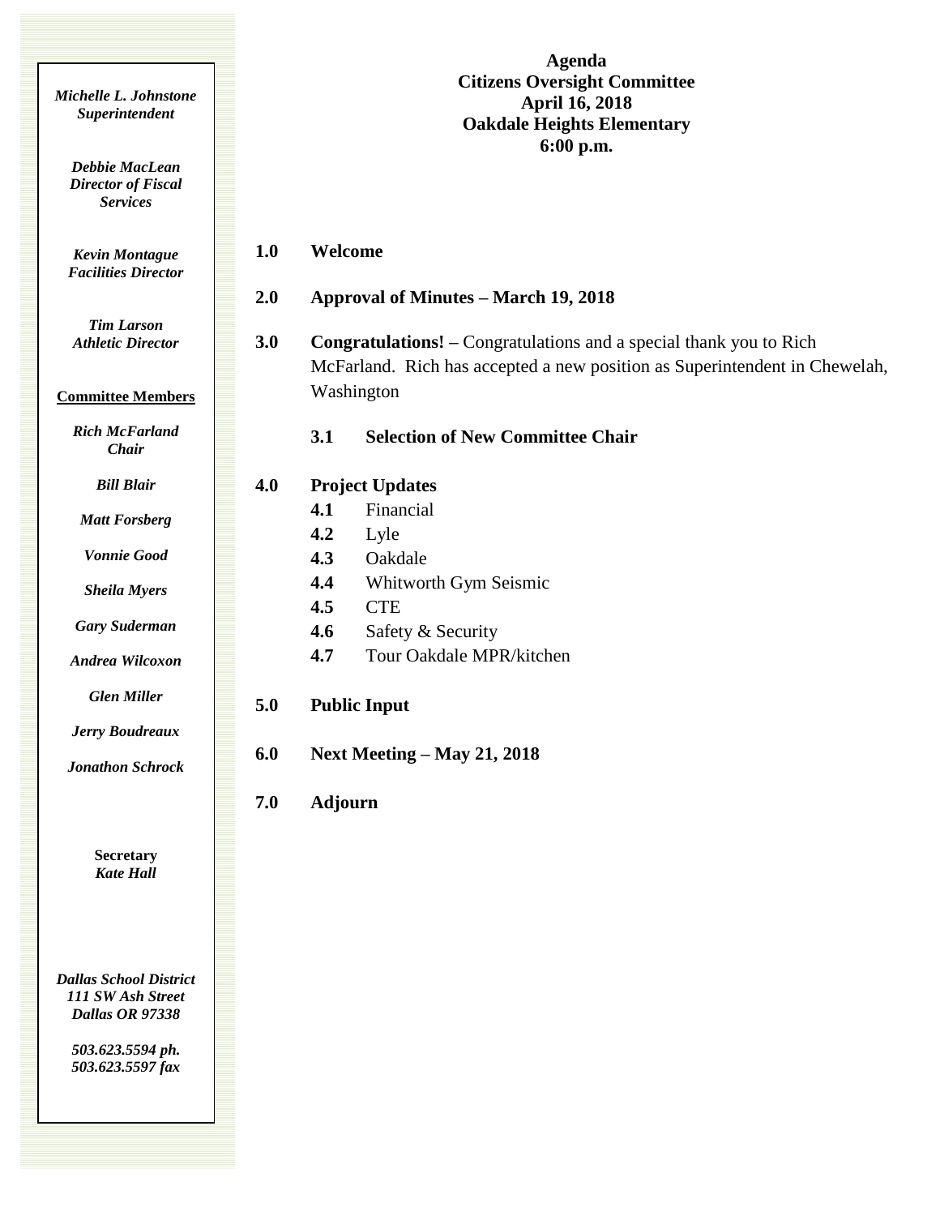*Michelle L. Johnstone*
*Superintendent*

*Debbie MacLean*
*Director of Fiscal Services*

*Kevin Montague*
*Facilities Director*

*Tim Larson*
*Athletic Director*

**Committee Members**

*Rich McFarland*
*Chair*

*Bill Blair*

*Matt Forsberg*

*Vonnie Good*

*Sheila Myers*

*Gary Suderman*

*Andrea Wilcoxon*

*Glen Miller*

*Jerry Boudreaux*

*Jonathon Schrock*

**Secretary**
*Kate Hall*

*Dallas School District*
*111 SW Ash Street*
*Dallas OR 97338*

*503.623.5594 ph.*
*503.623.5597 fax*

# Agenda
## Citizens Oversight Committee
**April 16, 2018**
**Oakdale Heights Elementary**
**6:00 p.m.**

**1.0 Welcome**

**2.0 Approval of Minutes – March 19, 2018**

**3.0 Congratulations! –** Congratulations and a special thank you to Rich McFarland. Rich has accepted a new position as Superintendent in Chewelah, Washington

- **3.1 Selection of New Committee Chair**

**4.0 Project Updates**

- **4.1** Financial
- **4.2** Lyle
- **4.3** Oakdale
- **4.4** Whitworth Gym Seismic
- **4.5** CTE
- **4.6** Safety & Security
- **4.7** Tour Oakdale MPR/kitchen

**5.0 Public Input**

**6.0 Next Meeting – May 21, 2018**

**7.0 Adjourn**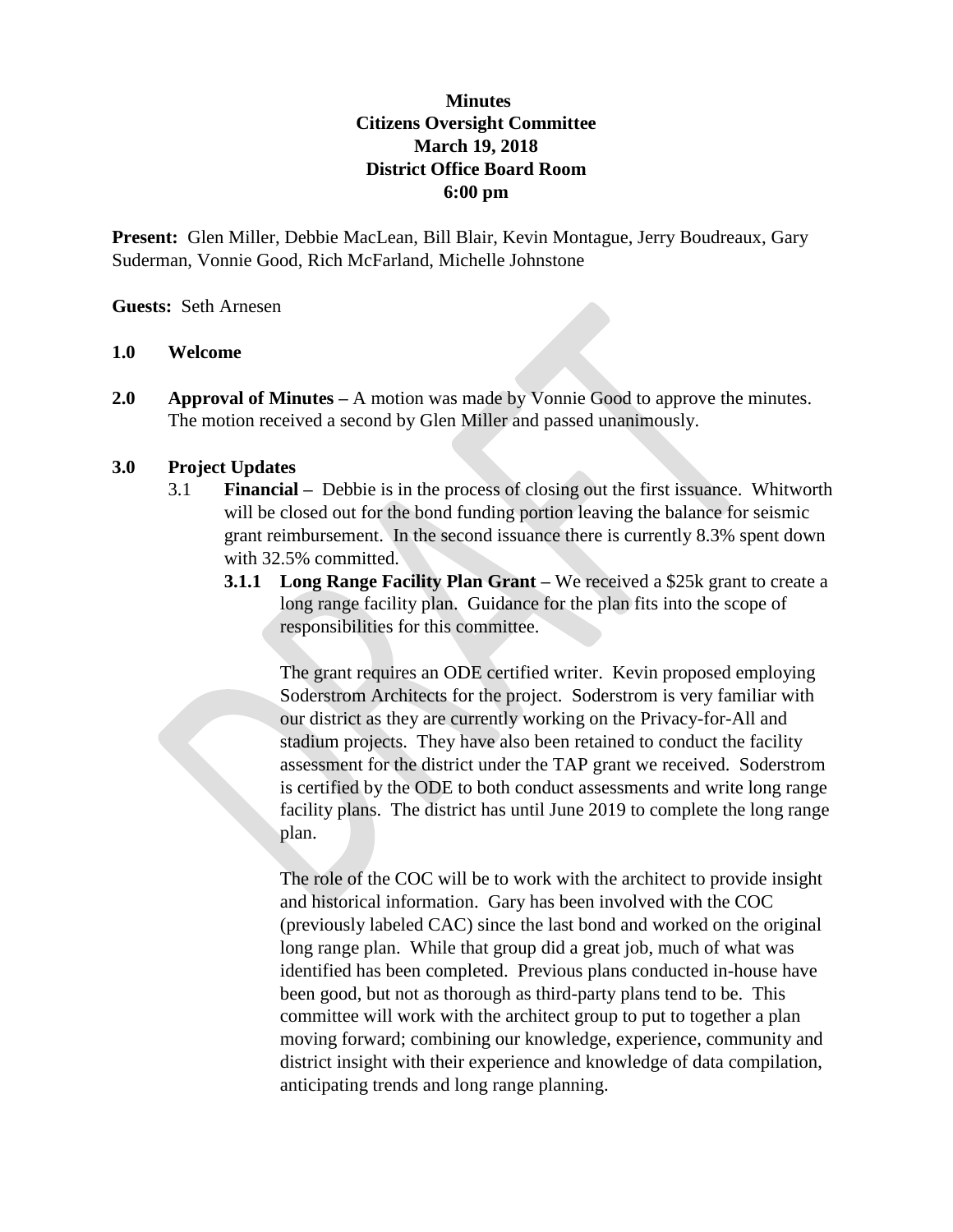**Minutes**
**Citizens Oversight Committee**
**March 19, 2018**
**District Office Board Room**
**6:00 pm**

**Present:** Glen Miller, Debbie MacLean, Bill Blair, Kevin Montague, Jerry Boudreaux, Gary Suderman, Vonnie Good, Rich McFarland, Michelle Johnstone

**Guests:** Seth Arnesen

**1.0 Welcome**

**2.0 Approval of Minutes –** A motion was made by Vonnie Good to approve the minutes. The motion received a second by Glen Miller and passed unanimously.

**3.0 Project Updates**

3.1 **Financial –** Debbie is in the process of closing out the first issuance. Whitworth will be closed out for the bond funding portion leaving the balance for seismic grant reimbursement. In the second issuance there is currently 8.3% spent down with 32.5% committed.

**3.1.1 Long Range Facility Plan Grant –** We received a $25k grant to create a long range facility plan. Guidance for the plan fits into the scope of responsibilities for this committee.

The grant requires an ODE certified writer. Kevin proposed employing Soderstrom Architects for the project. Soderstrom is very familiar with our district as they are currently working on the Privacy-for-All and stadium projects. They have also been retained to conduct the facility assessment for the district under the TAP grant we received. Soderstrom is certified by the ODE to both conduct assessments and write long range facility plans. The district has until June 2019 to complete the long range plan.

The role of the COC will be to work with the architect to provide insight and historical information. Gary has been involved with the COC (previously labeled CAC) since the last bond and worked on the original long range plan. While that group did a great job, much of what was identified has been completed. Previous plans conducted in-house have been good, but not as thorough as third-party plans tend to be. This committee will work with the architect group to put to together a plan moving forward; combining our knowledge, experience, community and district insight with their experience and knowledge of data compilation, anticipating trends and long range planning.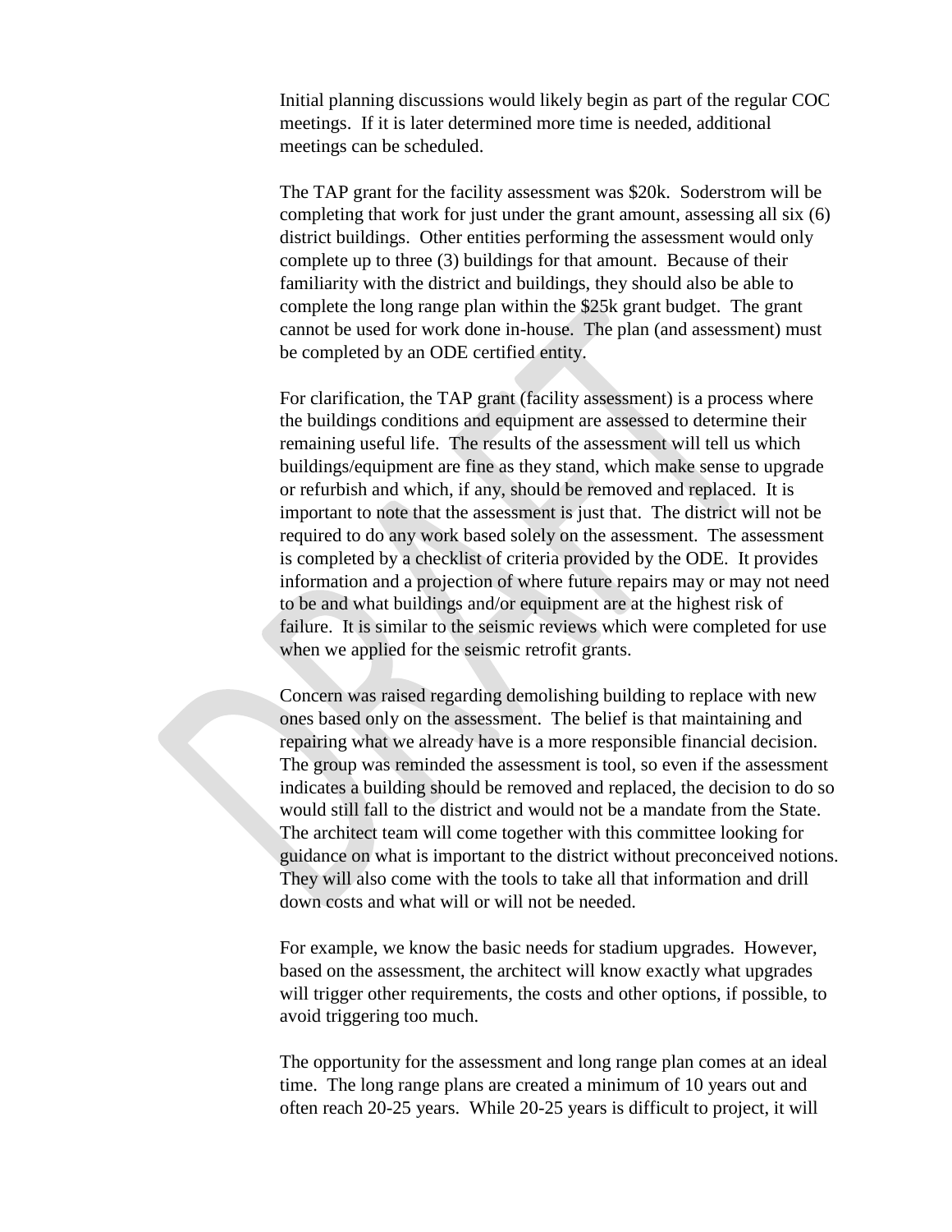Initial planning discussions would likely begin as part of the regular COC meetings. If it is later determined more time is needed, additional meetings can be scheduled.

The TAP grant for the facility assessment was $20k. Soderstrom will be completing that work for just under the grant amount, assessing all six (6) district buildings. Other entities performing the assessment would only complete up to three (3) buildings for that amount. Because of their familiarity with the district and buildings, they should also be able to complete the long range plan within the $25k grant budget. The grant cannot be used for work done in-house. The plan (and assessment) must be completed by an ODE certified entity.

For clarification, the TAP grant (facility assessment) is a process where the buildings conditions and equipment are assessed to determine their remaining useful life. The results of the assessment will tell us which buildings/equipment are fine as they stand, which make sense to upgrade or refurbish and which, if any, should be removed and replaced. It is important to note that the assessment is just that. The district will not be required to do any work based solely on the assessment. The assessment is completed by a checklist of criteria provided by the ODE. It provides information and a projection of where future repairs may or may not need to be and what buildings and/or equipment are at the highest risk of failure. It is similar to the seismic reviews which were completed for use when we applied for the seismic retrofit grants.

Concern was raised regarding demolishing building to replace with new ones based only on the assessment. The belief is that maintaining and repairing what we already have is a more responsible financial decision. The group was reminded the assessment is tool, so even if the assessment indicates a building should be removed and replaced, the decision to do so would still fall to the district and would not be a mandate from the State. The architect team will come together with this committee looking for guidance on what is important to the district without preconceived notions. They will also come with the tools to take all that information and drill down costs and what will or will not be needed.

For example, we know the basic needs for stadium upgrades. However, based on the assessment, the architect will know exactly what upgrades will trigger other requirements, the costs and other options, if possible, to avoid triggering too much.

The opportunity for the assessment and long range plan comes at an ideal time. The long range plans are created a minimum of 10 years out and often reach 20-25 years. While 20-25 years is difficult to project, it will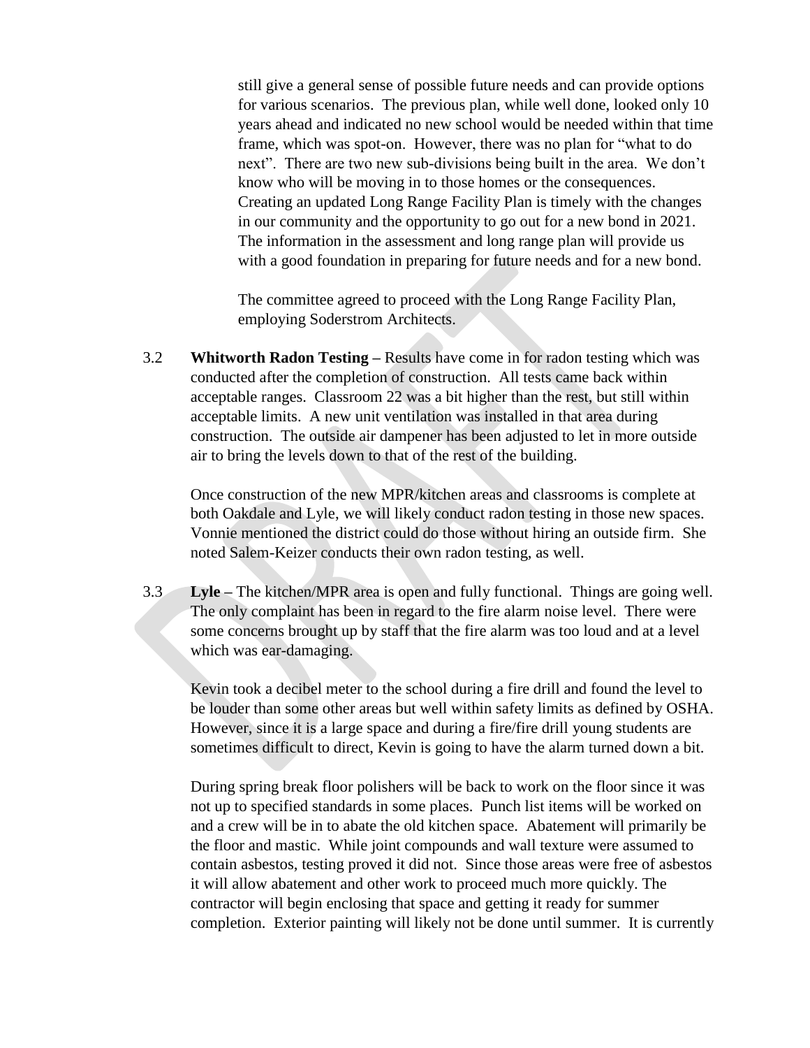still give a general sense of possible future needs and can provide options for various scenarios. The previous plan, while well done, looked only 10 years ahead and indicated no new school would be needed within that time frame, which was spot-on. However, there was no plan for "what to do next". There are two new sub-divisions being built in the area. We don't know who will be moving in to those homes or the consequences. Creating an updated Long Range Facility Plan is timely with the changes in our community and the opportunity to go out for a new bond in 2021. The information in the assessment and long range plan will provide us with a good foundation in preparing for future needs and for a new bond.

The committee agreed to proceed with the Long Range Facility Plan, employing Soderstrom Architects.

3.2 **Whitworth Radon Testing –** Results have come in for radon testing which was conducted after the completion of construction. All tests came back within acceptable ranges. Classroom 22 was a bit higher than the rest, but still within acceptable limits. A new unit ventilation was installed in that area during construction. The outside air dampener has been adjusted to let in more outside air to bring the levels down to that of the rest of the building.

Once construction of the new MPR/kitchen areas and classrooms is complete at both Oakdale and Lyle, we will likely conduct radon testing in those new spaces. Vonnie mentioned the district could do those without hiring an outside firm. She noted Salem-Keizer conducts their own radon testing, as well.

3.3 **Lyle –** The kitchen/MPR area is open and fully functional. Things are going well. The only complaint has been in regard to the fire alarm noise level. There were some concerns brought up by staff that the fire alarm was too loud and at a level which was ear-damaging.

Kevin took a decibel meter to the school during a fire drill and found the level to be louder than some other areas but well within safety limits as defined by OSHA. However, since it is a large space and during a fire/fire drill young students are sometimes difficult to direct, Kevin is going to have the alarm turned down a bit.

During spring break floor polishers will be back to work on the floor since it was not up to specified standards in some places. Punch list items will be worked on and a crew will be in to abate the old kitchen space. Abatement will primarily be the floor and mastic. While joint compounds and wall texture were assumed to contain asbestos, testing proved it did not. Since those areas were free of asbestos it will allow abatement and other work to proceed much more quickly. The contractor will begin enclosing that space and getting it ready for summer completion. Exterior painting will likely not be done until summer. It is currently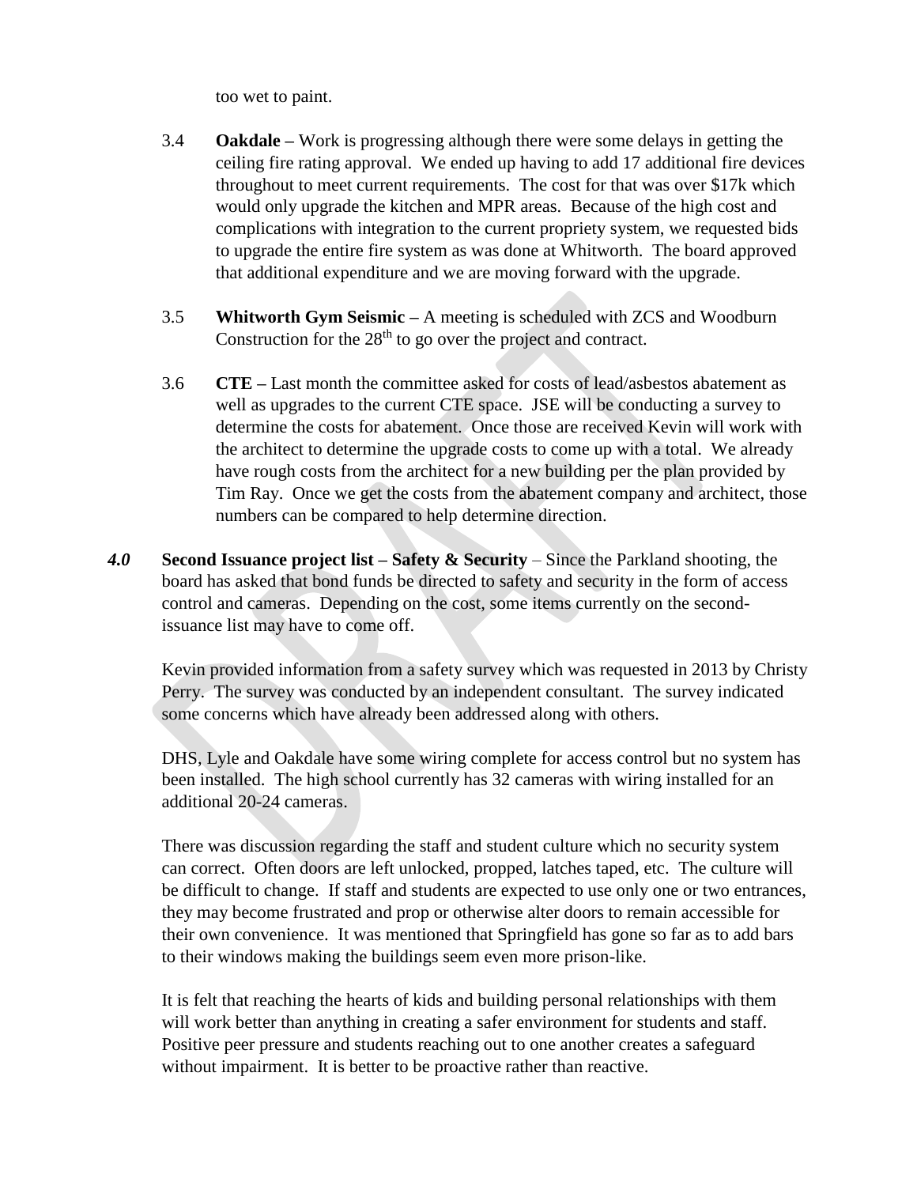too wet to paint.

3.4 **Oakdale –** Work is progressing although there were some delays in getting the ceiling fire rating approval. We ended up having to add 17 additional fire devices throughout to meet current requirements. The cost for that was over $17k which would only upgrade the kitchen and MPR areas. Because of the high cost and complications with integration to the current propriety system, we requested bids to upgrade the entire fire system as was done at Whitworth. The board approved that additional expenditure and we are moving forward with the upgrade.

3.5 **Whitworth Gym Seismic –** A meeting is scheduled with ZCS and Woodburn Construction for the 28th to go over the project and contract.

3.6 **CTE –** Last month the committee asked for costs of lead/asbestos abatement as well as upgrades to the current CTE space. JSE will be conducting a survey to determine the costs for abatement. Once those are received Kevin will work with the architect to determine the upgrade costs to come up with a total. We already have rough costs from the architect for a new building per the plan provided by Tim Ray. Once we get the costs from the abatement company and architect, those numbers can be compared to help determine direction.

***4.0*** **Second Issuance project list – Safety & Security** – Since the Parkland shooting, the board has asked that bond funds be directed to safety and security in the form of access control and cameras. Depending on the cost, some items currently on the second-issuance list may have to come off.

Kevin provided information from a safety survey which was requested in 2013 by Christy Perry. The survey was conducted by an independent consultant. The survey indicated some concerns which have already been addressed along with others.

DHS, Lyle and Oakdale have some wiring complete for access control but no system has been installed. The high school currently has 32 cameras with wiring installed for an additional 20-24 cameras.

There was discussion regarding the staff and student culture which no security system can correct. Often doors are left unlocked, propped, latches taped, etc. The culture will be difficult to change. If staff and students are expected to use only one or two entrances, they may become frustrated and prop or otherwise alter doors to remain accessible for their own convenience. It was mentioned that Springfield has gone so far as to add bars to their windows making the buildings seem even more prison-like.

It is felt that reaching the hearts of kids and building personal relationships with them will work better than anything in creating a safer environment for students and staff. Positive peer pressure and students reaching out to one another creates a safeguard without impairment. It is better to be proactive rather than reactive.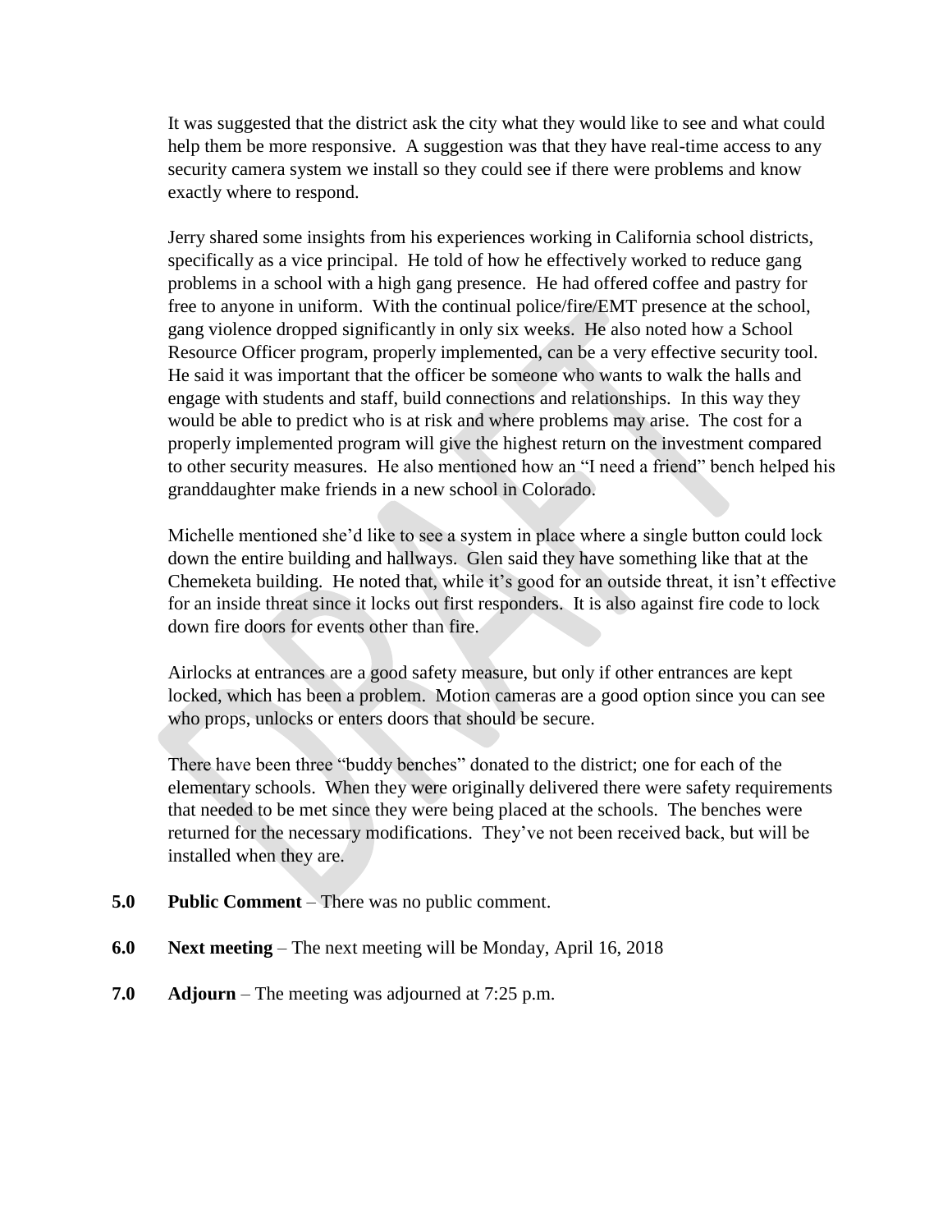It was suggested that the district ask the city what they would like to see and what could help them be more responsive. A suggestion was that they have real-time access to any security camera system we install so they could see if there were problems and know exactly where to respond.

Jerry shared some insights from his experiences working in California school districts, specifically as a vice principal. He told of how he effectively worked to reduce gang problems in a school with a high gang presence. He had offered coffee and pastry for free to anyone in uniform. With the continual police/fire/EMT presence at the school, gang violence dropped significantly in only six weeks. He also noted how a School Resource Officer program, properly implemented, can be a very effective security tool. He said it was important that the officer be someone who wants to walk the halls and engage with students and staff, build connections and relationships. In this way they would be able to predict who is at risk and where problems may arise. The cost for a properly implemented program will give the highest return on the investment compared to other security measures. He also mentioned how an "I need a friend" bench helped his granddaughter make friends in a new school in Colorado.

Michelle mentioned she'd like to see a system in place where a single button could lock down the entire building and hallways. Glen said they have something like that at the Chemeketa building. He noted that, while it's good for an outside threat, it isn't effective for an inside threat since it locks out first responders. It is also against fire code to lock down fire doors for events other than fire.

Airlocks at entrances are a good safety measure, but only if other entrances are kept locked, which has been a problem. Motion cameras are a good option since you can see who props, unlocks or enters doors that should be secure.

There have been three "buddy benches" donated to the district; one for each of the elementary schools. When they were originally delivered there were safety requirements that needed to be met since they were being placed at the schools. The benches were returned for the necessary modifications. They've not been received back, but will be installed when they are.

**5.0 Public Comment** – There was no public comment.

**6.0 Next meeting** – The next meeting will be Monday, April 16, 2018

**7.0 Adjourn** – The meeting was adjourned at 7:25 p.m.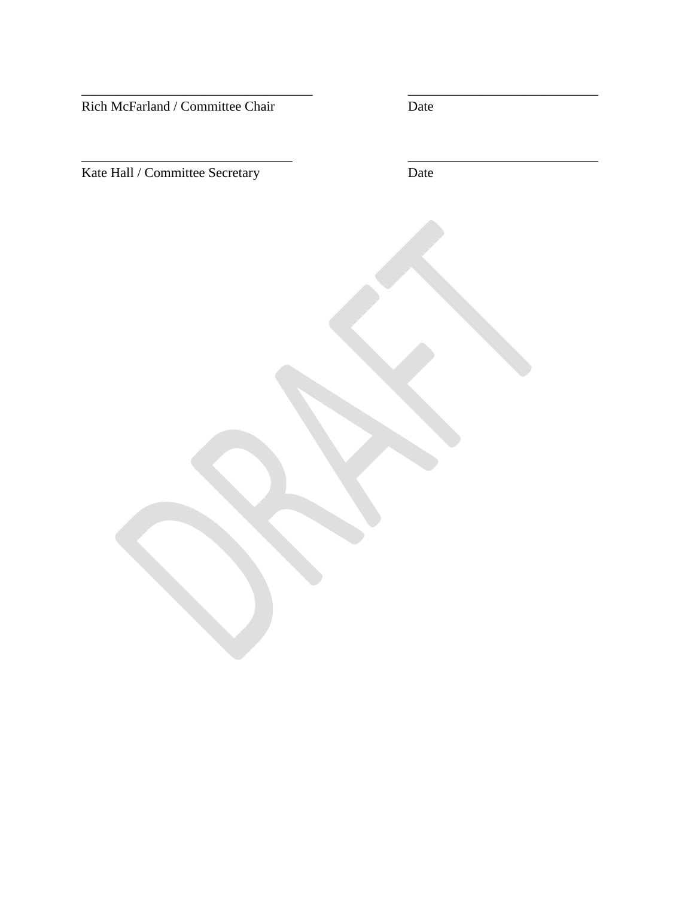_________________________________ _____________________________

Rich McFarland / Committee Chair Date

_________________________________ _____________________________

Kate Hall / Committee Secretary Date

DRAFT